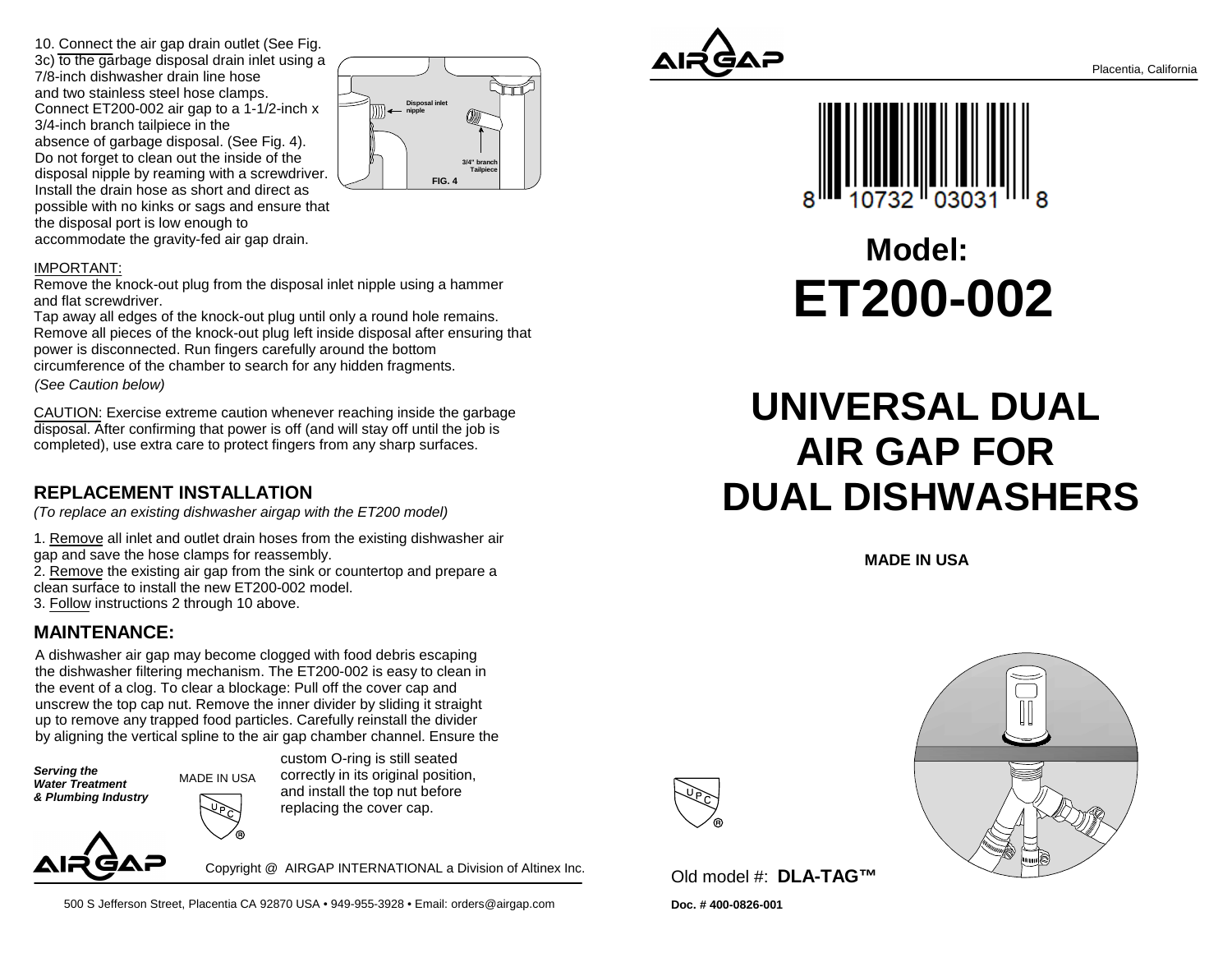10. Connect the air gap drain outlet (See Fig. 3c) to the garbage disposal drain inlet using a 7/8-inch dishwasher drain line hose and two stainless steel hose clamps. Connect ET200-002 air gap to a 1-1/2-inch x 3/4-inch branch tailpiece in the absence of garbage disposal. (See Fig. 4). Do not forget to clean out the inside of the disposal nipple by reaming with a screwdriver. Install the drain hose as short and direct as possible with no kinks or sags and ensure that the disposal port is low enough to accommodate the gravity-fed air gap drain.

Disposal inlet nipple

3/4" branch Tailpiece

FIG. 4

IMPORTANT:
Remove the knock-out plug from the disposal inlet nipple using a hammer and flat screwdriver.
Tap away all edges of the knock-out plug until only a round hole remains. Remove all pieces of the knock-out plug left inside disposal after ensuring that power is disconnected. Run fingers carefully around the bottom circumference of the chamber to search for any hidden fragments.
*(See Caution below)*

CAUTION: Exercise extreme caution whenever reaching inside the garbage disposal. After confirming that power is off (and will stay off until the job is completed), use extra care to protect fingers from any sharp surfaces.

## REPLACEMENT INSTALLATION

*(To replace an existing dishwasher airgap with the ET200 model)*

1. Remove all inlet and outlet drain hoses from the existing dishwasher air gap and save the hose clamps for reassembly.
2. Remove the existing air gap from the sink or countertop and prepare a clean surface to install the new ET200-002 model.
3. Follow instructions 2 through 10 above.

## MAINTENANCE:

A dishwasher air gap may become clogged with food debris escaping the dishwasher filtering mechanism. The ET200-002 is easy to clean in the event of a clog. To clear a blockage: Pull off the cover cap and unscrew the top cap nut. Remove the inner divider by sliding it straight up to remove any trapped food particles. Carefully reinstall the divider by aligning the vertical spline to the air gap chamber channel. Ensure the custom O-ring is still seated correctly in its original position, and install the top nut before replacing the cover cap.

***Serving the Water Treatment & Plumbing Industry***

MADE IN USA

UPC ®

AIRGAP

Copyright @ AIRGAP INTERNATIONAL a Division of Altinex Inc.

500 S Jefferson Street, Placentia CA 92870 USA • 949-955-3928 • Email: orders@airgap.com

---

AIRGAP

Placentia, California

8 10732 03031 8

# Model:
# ET200-002

# UNIVERSAL DUAL AIR GAP FOR DUAL DISHWASHERS

**MADE IN USA**

UPC ®

Old model #: **DLA-TAG™**

**Doc. # 400-0826-001**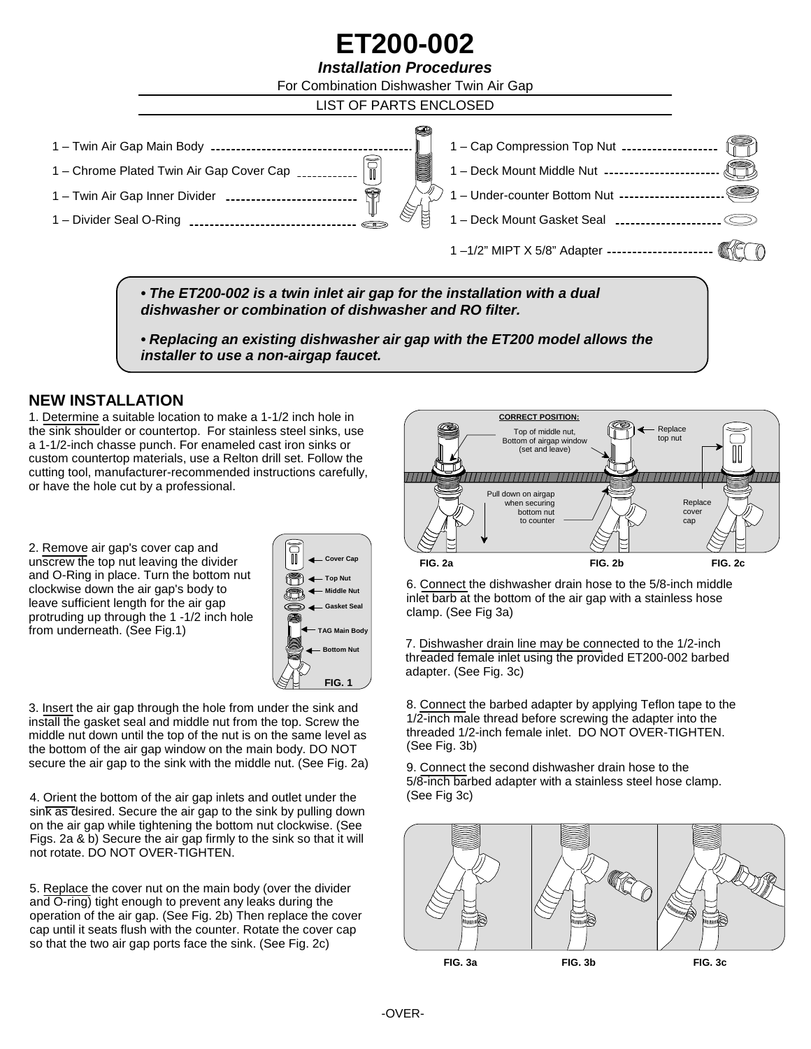# ET200-002

***Installation Procedures***

For Combination Dishwasher Twin Air Gap

LIST OF PARTS ENCLOSED

- 1 – Twin Air Gap Main Body
- 1 – Chrome Plated Twin Air Gap Cover Cap
- 1 – Twin Air Gap Inner Divider
- 1 – Divider Seal O-Ring
- 1 – Cap Compression Top Nut
- 1 – Deck Mount Middle Nut
- 1 – Under-counter Bottom Nut
- 1 – Deck Mount Gasket Seal
- 1 –1/2" MIPT X 5/8" Adapter

***• The ET200-002 is a twin inlet air gap for the installation with a dual dishwasher or combination of dishwasher and RO filter.***

***• Replacing an existing dishwasher air gap with the ET200 model allows the installer to use a non-airgap faucet.***

## NEW INSTALLATION

1. Determine a suitable location to make a 1-1/2 inch hole in the sink shoulder or countertop. For stainless steel sinks, use a 1-1/2-inch chasse punch. For enameled cast iron sinks or custom countertop materials, use a Relton drill set. Follow the cutting tool, manufacturer-recommended instructions carefully, or have the hole cut by a professional.

2. Remove air gap's cover cap and unscrew the top nut leaving the divider and O-Ring in place. Turn the bottom nut clockwise down the air gap's body to leave sufficient length for the air gap protruding up through the 1 -1/2 inch hole from underneath. (See Fig.1)

Cover Cap
Top Nut
Middle Nut
Gasket Seal
TAG Main Body
Bottom Nut

FIG. 1

3. Insert the air gap through the hole from under the sink and install the gasket seal and middle nut from the top. Screw the middle nut down until the top of the nut is on the same level as the bottom of the air gap window on the main body. DO NOT secure the air gap to the sink with the middle nut. (See Fig. 2a)

4. Orient the bottom of the air gap inlets and outlet under the sink as desired. Secure the air gap to the sink by pulling down on the air gap while tightening the bottom nut clockwise. (See Figs. 2a & b) Secure the air gap firmly to the sink so that it will not rotate. DO NOT OVER-TIGHTEN.

5. Replace the cover nut on the main body (over the divider and O-ring) tight enough to prevent any leaks during the operation of the air gap. (See Fig. 2b) Then replace the cover cap until it seats flush with the counter. Rotate the cover cap so that the two air gap ports face the sink. (See Fig. 2c)

CORRECT POSITION:
Top of middle nut, Bottom of airgap window (set and leave)
Replace top nut
Pull down on airgap when securing bottom nut to counter
Replace cover cap

FIG. 2a
FIG. 2b
FIG. 2c

6. Connect the dishwasher drain hose to the 5/8-inch middle inlet barb at the bottom of the air gap with a stainless hose clamp. (See Fig 3a)

7. Dishwasher drain line may be connected to the 1/2-inch threaded female inlet using the provided ET200-002 barbed adapter. (See Fig. 3c)

8. Connect the barbed adapter by applying Teflon tape to the 1/2-inch male thread before screwing the adapter into the threaded 1/2-inch female inlet. DO NOT OVER-TIGHTEN. (See Fig. 3b)

9. Connect the second dishwasher drain hose to the 5/8-inch barbed adapter with a stainless steel hose clamp. (See Fig 3c)

FIG. 3a
FIG. 3b
FIG. 3c

-OVER-